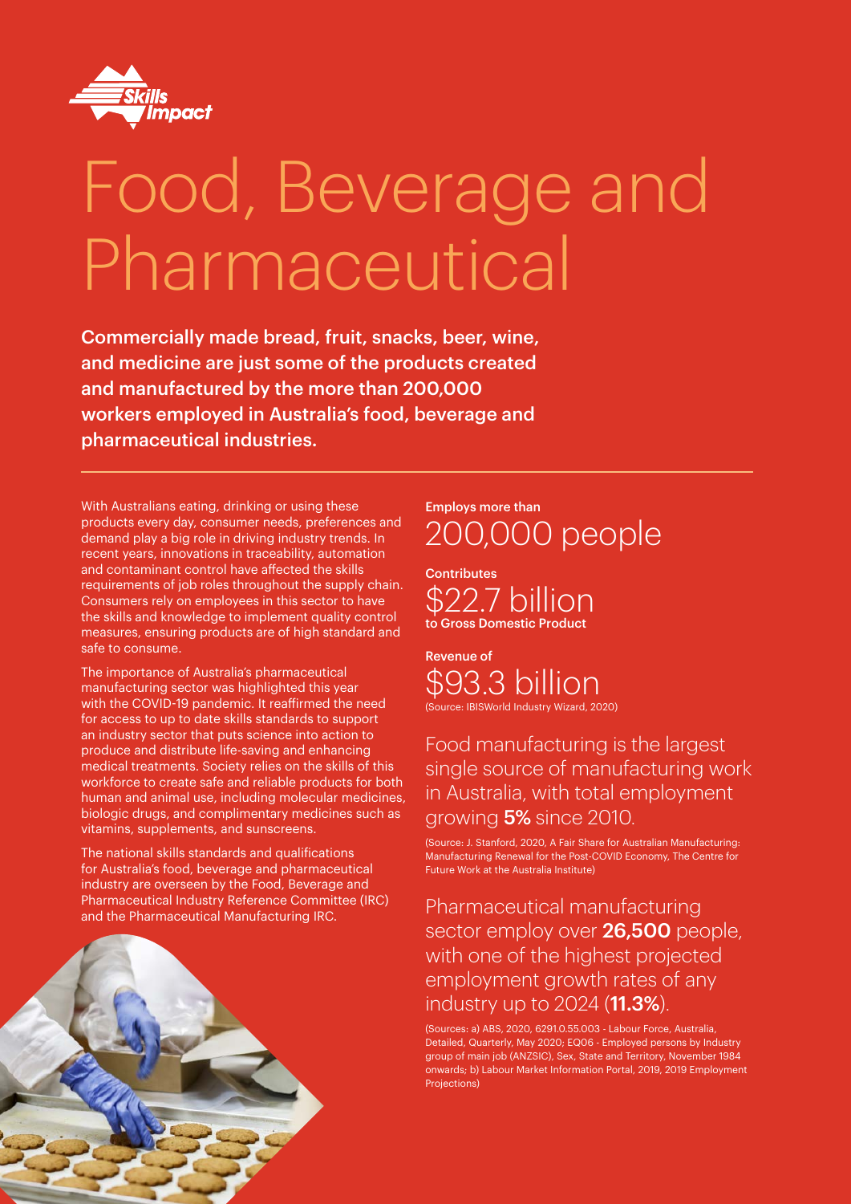Skills Impact

# Food, Beverage and Pharmaceutical

**Commercially made bread, fruit, snacks, beer, wine, and medicine are just some of the products created and manufactured by the more than 200,000 workers employed in Australia's food, beverage and pharmaceutical industries.**

With Australians eating, drinking or using these products every day, consumer needs, preferences and demand play a big role in driving industry trends. In recent years, innovations in traceability, automation and contaminant control have affected the skills requirements of job roles throughout the supply chain. Consumers rely on employees in this sector to have the skills and knowledge to implement quality control measures, ensuring products are of high standard and safe to consume.

The importance of Australia's pharmaceutical manufacturing sector was highlighted this year with the COVID-19 pandemic. It reaffirmed the need for access to up to date skills standards to support an industry sector that puts science into action to produce and distribute life-saving and enhancing medical treatments. Society relies on the skills of this workforce to create safe and reliable products for both human and animal use, including molecular medicines, biologic drugs, and complimentary medicines such as vitamins, supplements, and sunscreens.

The national skills standards and qualifications for Australia's food, beverage and pharmaceutical industry are overseen by the Food, Beverage and Pharmaceutical Industry Reference Committee (IRC) and the Pharmaceutical Manufacturing IRC.

Employs more than
200,000 people

Contributes
$22.7 billion
to Gross Domestic Product

Revenue of
$93.3 billion
(Source: IBISWorld Industry Wizard, 2020)

Food manufacturing is the largest single source of manufacturing work in Australia, with total employment growing **5%** since 2010.

(Source: J. Stanford, 2020, A Fair Share for Australian Manufacturing: Manufacturing Renewal for the Post-COVID Economy, The Centre for Future Work at the Australia Institute)

Pharmaceutical manufacturing sector employ over **26,500** people, with one of the highest projected employment growth rates of any industry up to 2024 (**11.3%**).

(Sources: a) ABS, 2020, 6291.0.55.003 - Labour Force, Australia, Detailed, Quarterly, May 2020; EQ06 - Employed persons by Industry group of main job (ANZSIC), Sex, State and Territory, November 1984 onwards; b) Labour Market Information Portal, 2019, 2019 Employment Projections)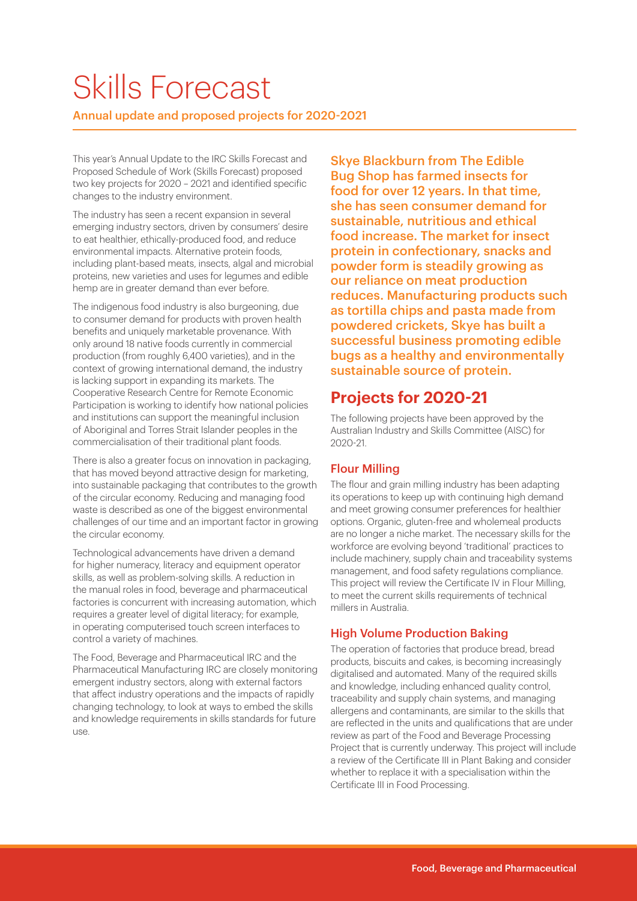# Skills Forecast

## Annual update and proposed projects for 2020-2021

This year's Annual Update to the IRC Skills Forecast and Proposed Schedule of Work (Skills Forecast) proposed two key projects for 2020 – 2021 and identified specific changes to the industry environment.

The industry has seen a recent expansion in several emerging industry sectors, driven by consumers' desire to eat healthier, ethically-produced food, and reduce environmental impacts. Alternative protein foods, including plant-based meats, insects, algal and microbial proteins, new varieties and uses for legumes and edible hemp are in greater demand than ever before.

The indigenous food industry is also burgeoning, due to consumer demand for products with proven health benefits and uniquely marketable provenance. With only around 18 native foods currently in commercial production (from roughly 6,400 varieties), and in the context of growing international demand, the industry is lacking support in expanding its markets. The Cooperative Research Centre for Remote Economic Participation is working to identify how national policies and institutions can support the meaningful inclusion of Aboriginal and Torres Strait Islander peoples in the commercialisation of their traditional plant foods.

There is also a greater focus on innovation in packaging, that has moved beyond attractive design for marketing, into sustainable packaging that contributes to the growth of the circular economy. Reducing and managing food waste is described as one of the biggest environmental challenges of our time and an important factor in growing the circular economy.

Technological advancements have driven a demand for higher numeracy, literacy and equipment operator skills, as well as problem-solving skills. A reduction in the manual roles in food, beverage and pharmaceutical factories is concurrent with increasing automation, which requires a greater level of digital literacy; for example, in operating computerised touch screen interfaces to control a variety of machines.

The Food, Beverage and Pharmaceutical IRC and the Pharmaceutical Manufacturing IRC are closely monitoring emergent industry sectors, along with external factors that affect industry operations and the impacts of rapidly changing technology, to look at ways to embed the skills and knowledge requirements in skills standards for future use.

**Skye Blackburn from The Edible Bug Shop has farmed insects for food for over 12 years. In that time, she has seen consumer demand for sustainable, nutritious and ethical food increase. The market for insect protein in confectionary, snacks and powder form is steadily growing as our reliance on meat production reduces. Manufacturing products such as tortilla chips and pasta made from powdered crickets, Skye has built a successful business promoting edible bugs as a healthy and environmentally sustainable source of protein.**

## Projects for 2020-21

The following projects have been approved by the Australian Industry and Skills Committee (AISC) for 2020-21.

### Flour Milling

The flour and grain milling industry has been adapting its operations to keep up with continuing high demand and meet growing consumer preferences for healthier options. Organic, gluten-free and wholemeal products are no longer a niche market. The necessary skills for the workforce are evolving beyond 'traditional' practices to include machinery, supply chain and traceability systems management, and food safety regulations compliance. This project will review the Certificate IV in Flour Milling, to meet the current skills requirements of technical millers in Australia.

### High Volume Production Baking

The operation of factories that produce bread, bread products, biscuits and cakes, is becoming increasingly digitalised and automated. Many of the required skills and knowledge, including enhanced quality control, traceability and supply chain systems, and managing allergens and contaminants, are similar to the skills that are reflected in the units and qualifications that are under review as part of the Food and Beverage Processing Project that is currently underway. This project will include a review of the Certificate III in Plant Baking and consider whether to replace it with a specialisation within the Certificate III in Food Processing.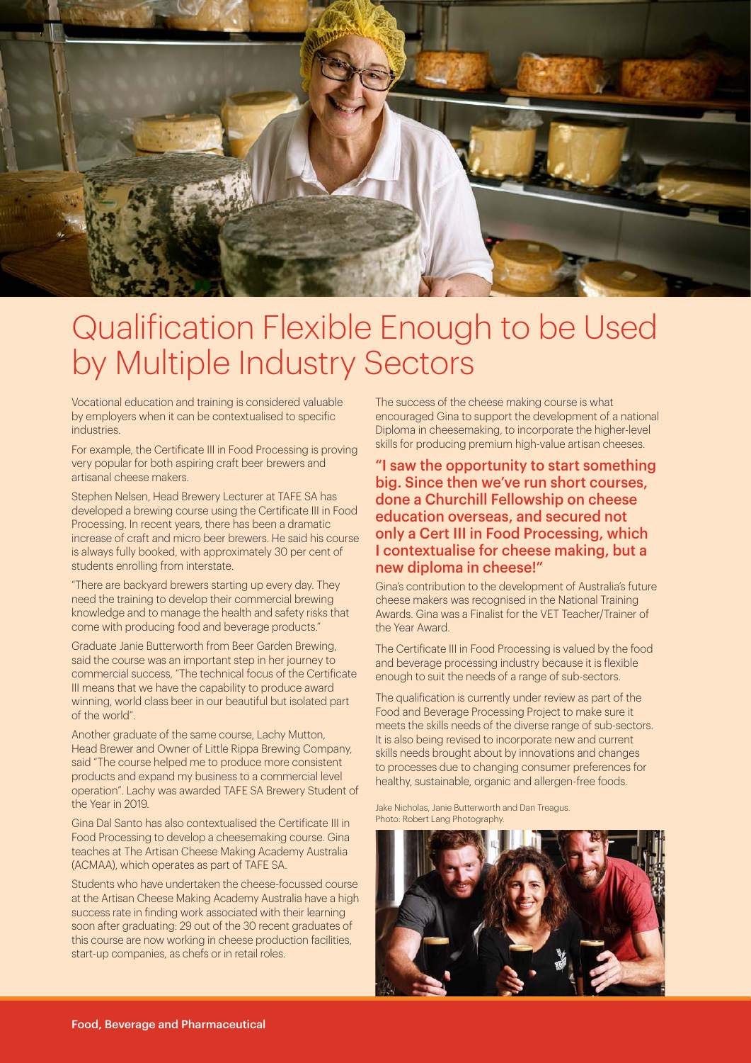# Qualification Flexible Enough to be Used by Multiple Industry Sectors

Vocational education and training is considered valuable by employers when it can be contextualised to specific industries.

For example, the Certificate III in Food Processing is proving very popular for both aspiring craft beer brewers and artisanal cheese makers.

Stephen Nelsen, Head Brewery Lecturer at TAFE SA has developed a brewing course using the Certificate III in Food Processing. In recent years, there has been a dramatic increase of craft and micro beer brewers. He said his course is always fully booked, with approximately 30 per cent of students enrolling from interstate.

"There are backyard brewers starting up every day. They need the training to develop their commercial brewing knowledge and to manage the health and safety risks that come with producing food and beverage products."

Graduate Janie Butterworth from Beer Garden Brewing, said the course was an important step in her journey to commercial success, "The technical focus of the Certificate III means that we have the capability to produce award winning, world class beer in our beautiful but isolated part of the world".

Another graduate of the same course, Lachy Mutton, Head Brewer and Owner of Little Rippa Brewing Company, said "The course helped me to produce more consistent products and expand my business to a commercial level operation". Lachy was awarded TAFE SA Brewery Student of the Year in 2019.

Gina Dal Santo has also contextualised the Certificate III in Food Processing to develop a cheesemaking course. Gina teaches at The Artisan Cheese Making Academy Australia (ACMAA), which operates as part of TAFE SA.

Students who have undertaken the cheese-focussed course at the Artisan Cheese Making Academy Australia have a high success rate in finding work associated with their learning soon after graduating: 29 out of the 30 recent graduates of this course are now working in cheese production facilities, start-up companies, as chefs or in retail roles.

The success of the cheese making course is what encouraged Gina to support the development of a national Diploma in cheesemaking, to incorporate the higher-level skills for producing premium high-value artisan cheeses.

**"I saw the opportunity to start something big. Since then we've run short courses, done a Churchill Fellowship on cheese education overseas, and secured not only a Cert III in Food Processing, which I contextualise for cheese making, but a new diploma in cheese!"**

Gina's contribution to the development of Australia's future cheese makers was recognised in the National Training Awards. Gina was a Finalist for the VET Teacher/Trainer of the Year Award.

The Certificate III in Food Processing is valued by the food and beverage processing industry because it is flexible enough to suit the needs of a range of sub-sectors.

The qualification is currently under review as part of the Food and Beverage Processing Project to make sure it meets the skills needs of the diverse range of sub-sectors. It is also being revised to incorporate new and current skills needs brought about by innovations and changes to processes due to changing consumer preferences for healthy, sustainable, organic and allergen-free foods.

Jake Nicholas, Janie Butterworth and Dan Treagus. Photo: Robert Lang Photography.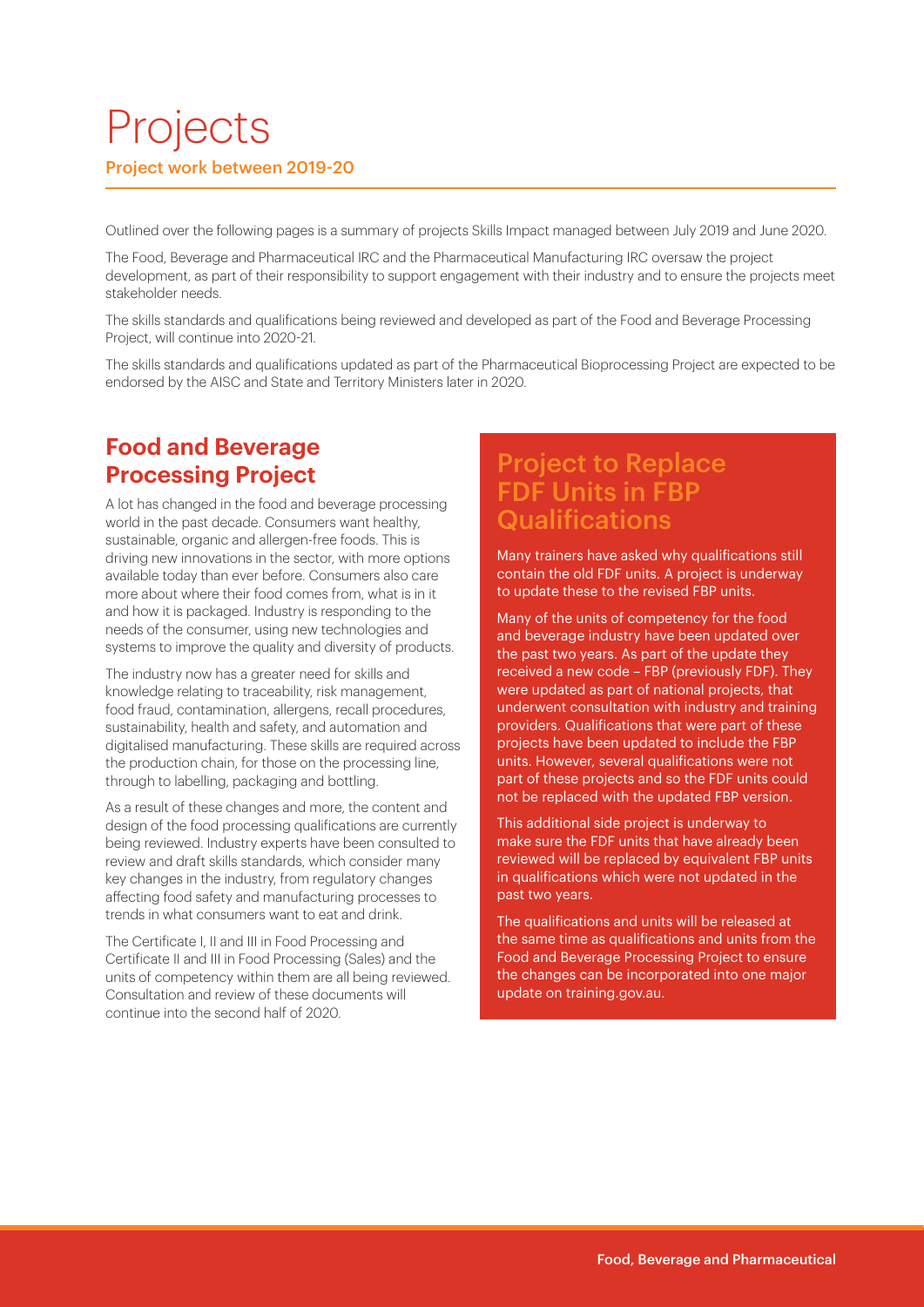# Projects

**Project work between 2019-20**

Outlined over the following pages is a summary of projects Skills Impact managed between July 2019 and June 2020.

The Food, Beverage and Pharmaceutical IRC and the Pharmaceutical Manufacturing IRC oversaw the project development, as part of their responsibility to support engagement with their industry and to ensure the projects meet stakeholder needs.

The skills standards and qualifications being reviewed and developed as part of the Food and Beverage Processing Project, will continue into 2020-21.

The skills standards and qualifications updated as part of the Pharmaceutical Bioprocessing Project are expected to be endorsed by the AISC and State and Territory Ministers later in 2020.

## Food and Beverage Processing Project

A lot has changed in the food and beverage processing world in the past decade. Consumers want healthy, sustainable, organic and allergen-free foods. This is driving new innovations in the sector, with more options available today than ever before. Consumers also care more about where their food comes from, what is in it and how it is packaged. Industry is responding to the needs of the consumer, using new technologies and systems to improve the quality and diversity of products.

The industry now has a greater need for skills and knowledge relating to traceability, risk management, food fraud, contamination, allergens, recall procedures, sustainability, health and safety, and automation and digitalised manufacturing. These skills are required across the production chain, for those on the processing line, through to labelling, packaging and bottling.

As a result of these changes and more, the content and design of the food processing qualifications are currently being reviewed. Industry experts have been consulted to review and draft skills standards, which consider many key changes in the industry, from regulatory changes affecting food safety and manufacturing processes to trends in what consumers want to eat and drink.

The Certificate I, II and III in Food Processing and Certificate II and III in Food Processing (Sales) and the units of competency within them are all being reviewed. Consultation and review of these documents will continue into the second half of 2020.

## Project to Replace FDF Units in FBP Qualifications

Many trainers have asked why qualifications still contain the old FDF units. A project is underway to update these to the revised FBP units.

Many of the units of competency for the food and beverage industry have been updated over the past two years. As part of the update they received a new code – FBP (previously FDF). They were updated as part of national projects, that underwent consultation with industry and training providers. Qualifications that were part of these projects have been updated to include the FBP units. However, several qualifications were not part of these projects and so the FDF units could not be replaced with the updated FBP version.

This additional side project is underway to make sure the FDF units that have already been reviewed will be replaced by equivalent FBP units in qualifications which were not updated in the past two years.

The qualifications and units will be released at the same time as qualifications and units from the Food and Beverage Processing Project to ensure the changes can be incorporated into one major update on training.gov.au.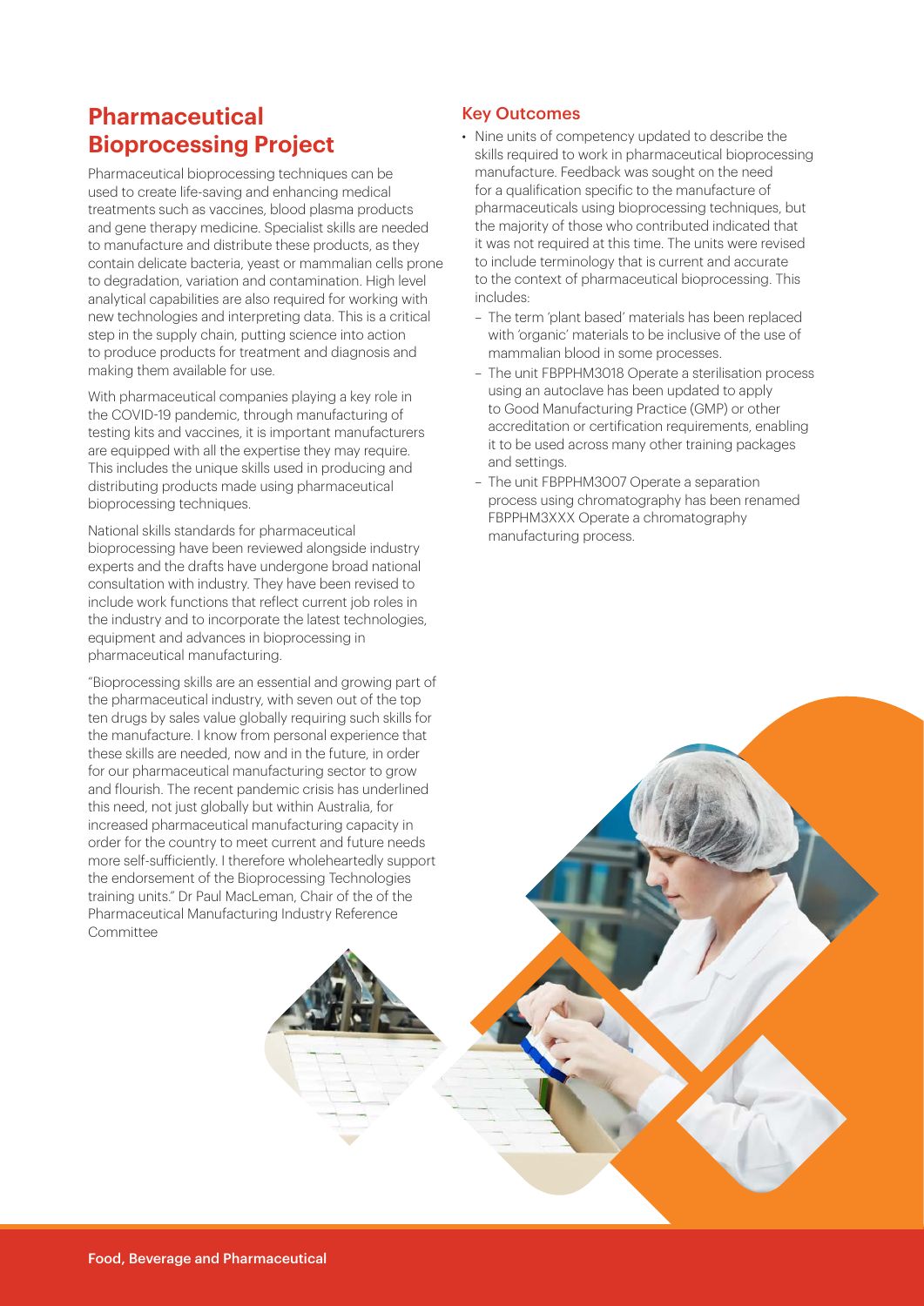# Pharmaceutical Bioprocessing Project

Pharmaceutical bioprocessing techniques can be used to create life-saving and enhancing medical treatments such as vaccines, blood plasma products and gene therapy medicine. Specialist skills are needed to manufacture and distribute these products, as they contain delicate bacteria, yeast or mammalian cells prone to degradation, variation and contamination. High level analytical capabilities are also required for working with new technologies and interpreting data. This is a critical step in the supply chain, putting science into action to produce products for treatment and diagnosis and making them available for use.

With pharmaceutical companies playing a key role in the COVID-19 pandemic, through manufacturing of testing kits and vaccines, it is important manufacturers are equipped with all the expertise they may require. This includes the unique skills used in producing and distributing products made using pharmaceutical bioprocessing techniques.

National skills standards for pharmaceutical bioprocessing have been reviewed alongside industry experts and the drafts have undergone broad national consultation with industry. They have been revised to include work functions that reflect current job roles in the industry and to incorporate the latest technologies, equipment and advances in bioprocessing in pharmaceutical manufacturing.

"Bioprocessing skills are an essential and growing part of the pharmaceutical industry, with seven out of the top ten drugs by sales value globally requiring such skills for the manufacture. I know from personal experience that these skills are needed, now and in the future, in order for our pharmaceutical manufacturing sector to grow and flourish. The recent pandemic crisis has underlined this need, not just globally but within Australia, for increased pharmaceutical manufacturing capacity in order for the country to meet current and future needs more self-sufficiently. I therefore wholeheartedly support the endorsement of the Bioprocessing Technologies training units." Dr Paul MacLeman, Chair of the of the Pharmaceutical Manufacturing Industry Reference Committee

## Key Outcomes

- Nine units of competency updated to describe the skills required to work in pharmaceutical bioprocessing manufacture. Feedback was sought on the need for a qualification specific to the manufacture of pharmaceuticals using bioprocessing techniques, but the majority of those who contributed indicated that it was not required at this time. The units were revised to include terminology that is current and accurate to the context of pharmaceutical bioprocessing. This includes:
  - The term 'plant based' materials has been replaced with 'organic' materials to be inclusive of the use of mammalian blood in some processes.
  - The unit FBPPHM3018 Operate a sterilisation process using an autoclave has been updated to apply to Good Manufacturing Practice (GMP) or other accreditation or certification requirements, enabling it to be used across many other training packages and settings.
  - The unit FBPPHM3007 Operate a separation process using chromatography has been renamed FBPPHM3XXX Operate a chromatography manufacturing process.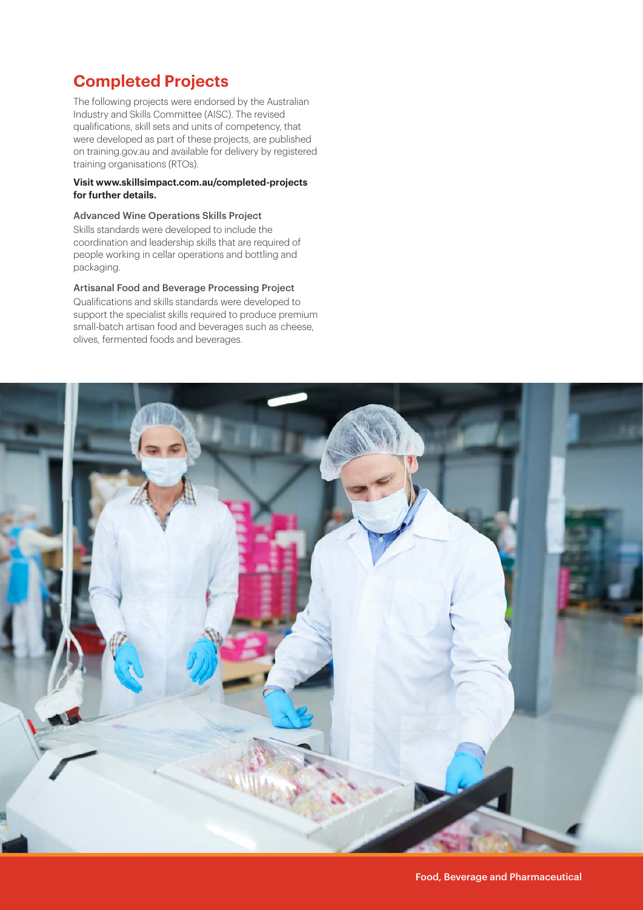## Completed Projects

The following projects were endorsed by the Australian Industry and Skills Committee (AISC). The revised qualifications, skill sets and units of competency, that were developed as part of these projects, are published on training.gov.au and available for delivery by registered training organisations (RTOs).

**Visit www.skillsimpact.com.au/completed-projects for further details.**

### Advanced Wine Operations Skills Project

Skills standards were developed to include the coordination and leadership skills that are required of people working in cellar operations and bottling and packaging.

### Artisanal Food and Beverage Processing Project

Qualifications and skills standards were developed to support the specialist skills required to produce premium small-batch artisan food and beverages such as cheese, olives, fermented foods and beverages.